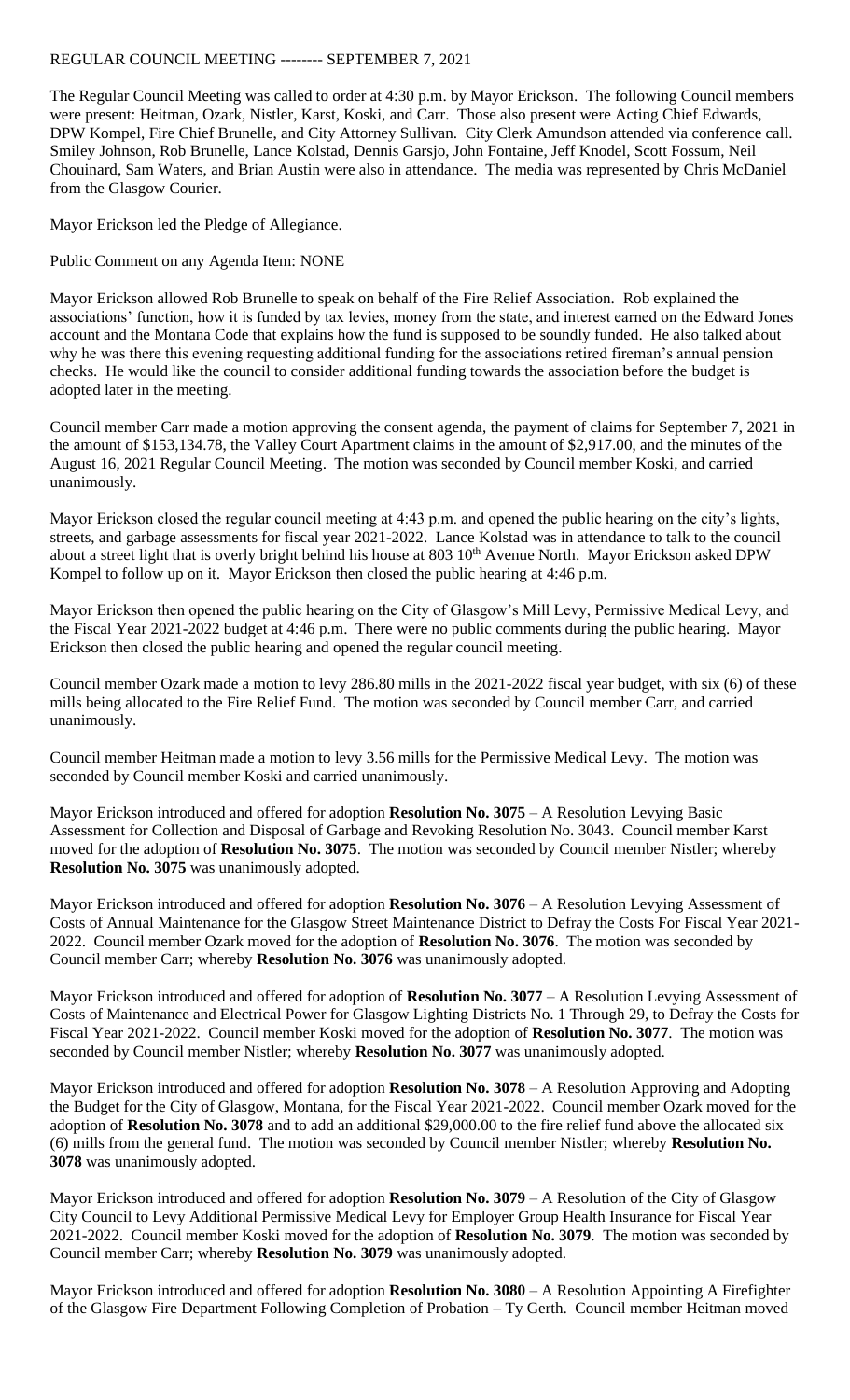REGULAR COUNCIL MEETING -------- SEPTEMBER 7, 2021

The Regular Council Meeting was called to order at 4:30 p.m. by Mayor Erickson. The following Council members were present: Heitman, Ozark, Nistler, Karst, Koski, and Carr. Those also present were Acting Chief Edwards, DPW Kompel, Fire Chief Brunelle, and City Attorney Sullivan. City Clerk Amundson attended via conference call. Smiley Johnson, Rob Brunelle, Lance Kolstad, Dennis Garsjo, John Fontaine, Jeff Knodel, Scott Fossum, Neil Chouinard, Sam Waters, and Brian Austin were also in attendance. The media was represented by Chris McDaniel from the Glasgow Courier.

Mayor Erickson led the Pledge of Allegiance.

Public Comment on any Agenda Item: NONE

Mayor Erickson allowed Rob Brunelle to speak on behalf of the Fire Relief Association. Rob explained the associations' function, how it is funded by tax levies, money from the state, and interest earned on the Edward Jones account and the Montana Code that explains how the fund is supposed to be soundly funded. He also talked about why he was there this evening requesting additional funding for the associations retired fireman's annual pension checks. He would like the council to consider additional funding towards the association before the budget is adopted later in the meeting.

Council member Carr made a motion approving the consent agenda, the payment of claims for September 7, 2021 in the amount of $153,134.78, the Valley Court Apartment claims in the amount of $2,917.00, and the minutes of the August 16, 2021 Regular Council Meeting. The motion was seconded by Council member Koski, and carried unanimously.

Mayor Erickson closed the regular council meeting at 4:43 p.m. and opened the public hearing on the city's lights, streets, and garbage assessments for fiscal year 2021-2022. Lance Kolstad was in attendance to talk to the council about a street light that is overly bright behind his house at 803 10th Avenue North. Mayor Erickson asked DPW Kompel to follow up on it. Mayor Erickson then closed the public hearing at 4:46 p.m.

Mayor Erickson then opened the public hearing on the City of Glasgow's Mill Levy, Permissive Medical Levy, and the Fiscal Year 2021-2022 budget at 4:46 p.m. There were no public comments during the public hearing. Mayor Erickson then closed the public hearing and opened the regular council meeting.

Council member Ozark made a motion to levy 286.80 mills in the 2021-2022 fiscal year budget, with six (6) of these mills being allocated to the Fire Relief Fund. The motion was seconded by Council member Carr, and carried unanimously.

Council member Heitman made a motion to levy 3.56 mills for the Permissive Medical Levy. The motion was seconded by Council member Koski and carried unanimously.

Mayor Erickson introduced and offered for adoption **Resolution No. 3075** – A Resolution Levying Basic Assessment for Collection and Disposal of Garbage and Revoking Resolution No. 3043. Council member Karst moved for the adoption of **Resolution No. 3075**. The motion was seconded by Council member Nistler; whereby **Resolution No. 3075** was unanimously adopted.

Mayor Erickson introduced and offered for adoption **Resolution No. 3076** – A Resolution Levying Assessment of Costs of Annual Maintenance for the Glasgow Street Maintenance District to Defray the Costs For Fiscal Year 2021-2022. Council member Ozark moved for the adoption of **Resolution No. 3076**. The motion was seconded by Council member Carr; whereby **Resolution No. 3076** was unanimously adopted.

Mayor Erickson introduced and offered for adoption of **Resolution No. 3077** – A Resolution Levying Assessment of Costs of Maintenance and Electrical Power for Glasgow Lighting Districts No. 1 Through 29, to Defray the Costs for Fiscal Year 2021-2022. Council member Koski moved for the adoption of **Resolution No. 3077**. The motion was seconded by Council member Nistler; whereby **Resolution No. 3077** was unanimously adopted.

Mayor Erickson introduced and offered for adoption **Resolution No. 3078** – A Resolution Approving and Adopting the Budget for the City of Glasgow, Montana, for the Fiscal Year 2021-2022. Council member Ozark moved for the adoption of **Resolution No. 3078** and to add an additional $29,000.00 to the fire relief fund above the allocated six (6) mills from the general fund. The motion was seconded by Council member Nistler; whereby **Resolution No. 3078** was unanimously adopted.

Mayor Erickson introduced and offered for adoption **Resolution No. 3079** – A Resolution of the City of Glasgow City Council to Levy Additional Permissive Medical Levy for Employer Group Health Insurance for Fiscal Year 2021-2022. Council member Koski moved for the adoption of **Resolution No. 3079**. The motion was seconded by Council member Carr; whereby **Resolution No. 3079** was unanimously adopted.

Mayor Erickson introduced and offered for adoption **Resolution No. 3080** – A Resolution Appointing A Firefighter of the Glasgow Fire Department Following Completion of Probation – Ty Gerth. Council member Heitman moved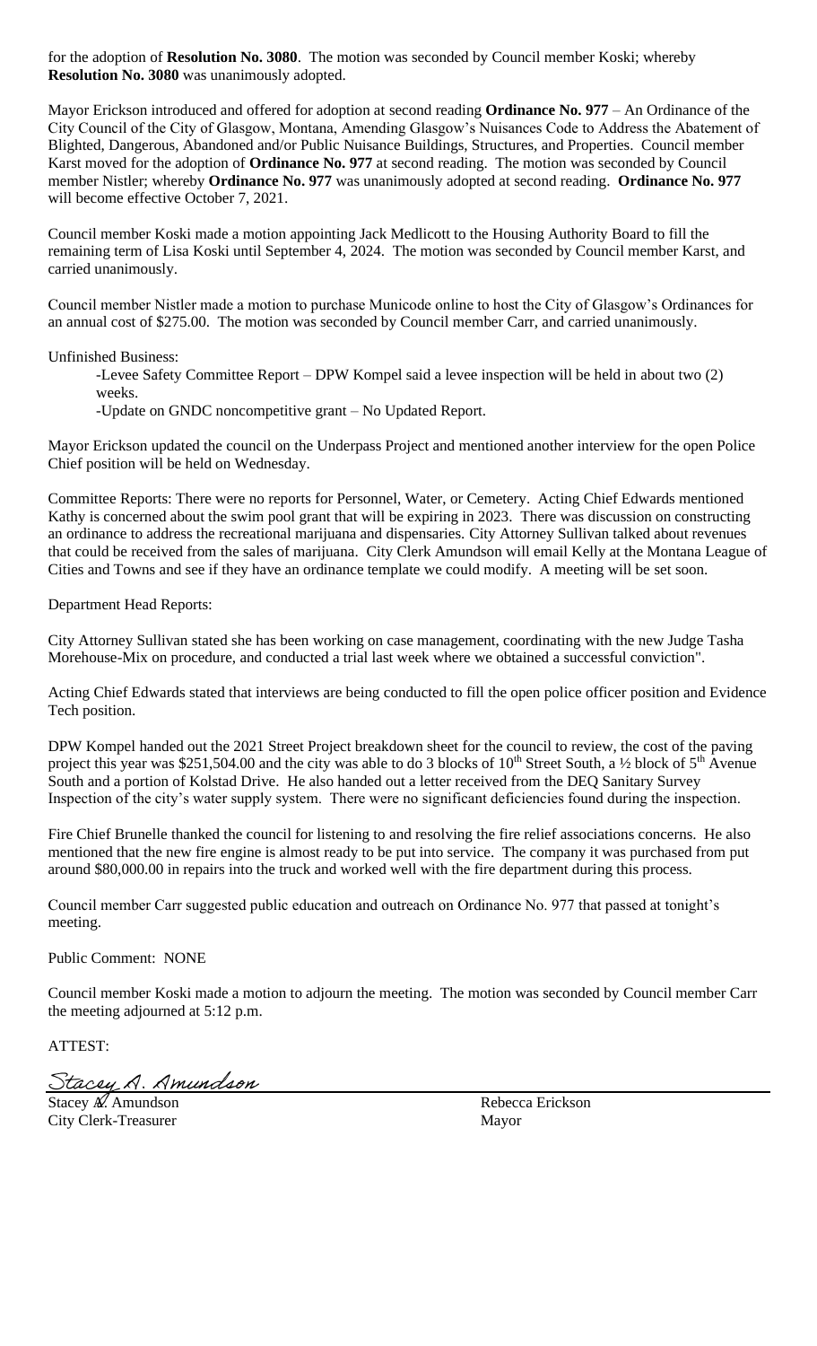for the adoption of **Resolution No. 3080**. The motion was seconded by Council member Koski; whereby **Resolution No. 3080** was unanimously adopted.

Mayor Erickson introduced and offered for adoption at second reading **Ordinance No. 977** – An Ordinance of the City Council of the City of Glasgow, Montana, Amending Glasgow's Nuisances Code to Address the Abatement of Blighted, Dangerous, Abandoned and/or Public Nuisance Buildings, Structures, and Properties. Council member Karst moved for the adoption of **Ordinance No. 977** at second reading. The motion was seconded by Council member Nistler; whereby **Ordinance No. 977** was unanimously adopted at second reading. **Ordinance No. 977** will become effective October 7, 2021.

Council member Koski made a motion appointing Jack Medlicott to the Housing Authority Board to fill the remaining term of Lisa Koski until September 4, 2024. The motion was seconded by Council member Karst, and carried unanimously.

Council member Nistler made a motion to purchase Municode online to host the City of Glasgow's Ordinances for an annual cost of $275.00. The motion was seconded by Council member Carr, and carried unanimously.

Unfinished Business:

- -Levee Safety Committee Report – DPW Kompel said a levee inspection will be held in about two (2) weeks.
- -Update on GNDC noncompetitive grant – No Updated Report.

Mayor Erickson updated the council on the Underpass Project and mentioned another interview for the open Police Chief position will be held on Wednesday.

Committee Reports: There were no reports for Personnel, Water, or Cemetery. Acting Chief Edwards mentioned Kathy is concerned about the swim pool grant that will be expiring in 2023. There was discussion on constructing an ordinance to address the recreational marijuana and dispensaries. City Attorney Sullivan talked about revenues that could be received from the sales of marijuana. City Clerk Amundson will email Kelly at the Montana League of Cities and Towns and see if they have an ordinance template we could modify. A meeting will be set soon.

Department Head Reports:

City Attorney Sullivan stated she has been working on case management, coordinating with the new Judge Tasha Morehouse-Mix on procedure, and conducted a trial last week where we obtained a successful conviction".

Acting Chief Edwards stated that interviews are being conducted to fill the open police officer position and Evidence Tech position.

DPW Kompel handed out the 2021 Street Project breakdown sheet for the council to review, the cost of the paving project this year was $251,504.00 and the city was able to do 3 blocks of 10th Street South, a ½ block of 5th Avenue South and a portion of Kolstad Drive. He also handed out a letter received from the DEQ Sanitary Survey Inspection of the city's water supply system. There were no significant deficiencies found during the inspection.

Fire Chief Brunelle thanked the council for listening to and resolving the fire relief associations concerns. He also mentioned that the new fire engine is almost ready to be put into service. The company it was purchased from put around $80,000.00 in repairs into the truck and worked well with the fire department during this process.

Council member Carr suggested public education and outreach on Ordinance No. 977 that passed at tonight's meeting.

Public Comment: NONE

Council member Koski made a motion to adjourn the meeting. The motion was seconded by Council member Carr the meeting adjourned at 5:12 p.m.

ATTEST:

*Stacey A. Amundson*

Stacey A. Amundson
City Clerk-Treasurer

Rebecca Erickson
Mayor